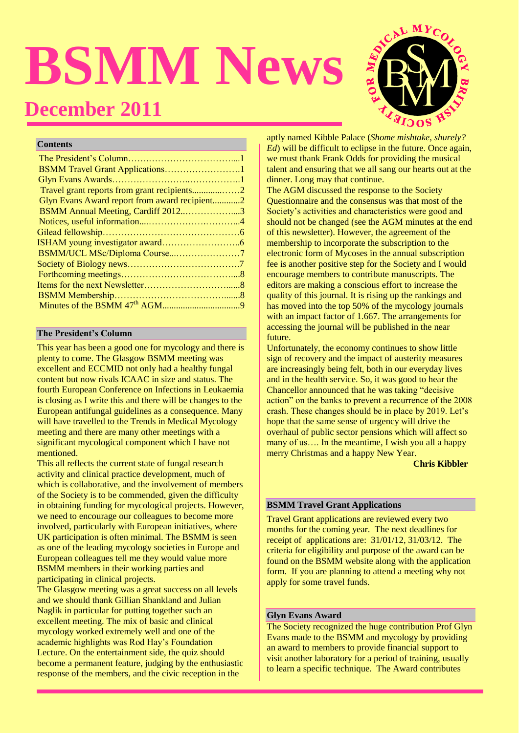# BSMM News

## December 2011

### Contents

The President's Column……………………………………1
BSMM Travel Grant Applications……………………….1
Glyn Evans Awards……………………………………..1
Travel grant reports from grant recipients..............……2
Glyn Evans Award report from award recipient............2
BSMM Annual Meeting, Cardiff 2012...……………....3
Notices, useful information....……………………….....4
Gilead fellowship………………………………………..6
ISHAM young investigator award……………………..6
BSMM/UCL MSc/Diploma Course...…………………7
Society of Biology news……………………………….7
Forthcoming meetings………………………………....8
Items for the next Newsletter……………………….....8
BSMM Membership………………………………......8
Minutes of the BSMM 47th AGM..................................9

### The President's Column

This year has been a good one for mycology and there is plenty to come. The Glasgow BSMM meeting was excellent and ECCMID not only had a healthy fungal content but now rivals ICAAC in size and status. The fourth European Conference on Infections in Leukaemia is closing as I write this and there will be changes to the European antifungal guidelines as a consequence. Many will have travelled to the Trends in Medical Mycology meeting and there are many other meetings with a significant mycological component which I have not mentioned.

This all reflects the current state of fungal research activity and clinical practice development, much of which is collaborative, and the involvement of members of the Society is to be commended, given the difficulty in obtaining funding for mycological projects. However, we need to encourage our colleagues to become more involved, particularly with European initiatives, where UK participation is often minimal. The BSMM is seen as one of the leading mycology societies in Europe and European colleagues tell me they would value more BSMM members in their working parties and participating in clinical projects.

The Glasgow meeting was a great success on all levels and we should thank Gillian Shankland and Julian Naglik in particular for putting together such an excellent meeting. The mix of basic and clinical mycology worked extremely well and one of the academic highlights was Rod Hay's Foundation Lecture. On the entertainment side, the quiz should become a permanent feature, judging by the enthusiastic response of the members, and the civic reception in the aptly named Kibble Palace (*Shome mishtake, shurely? Ed*) will be difficult to eclipse in the future. Once again, we must thank Frank Odds for providing the musical talent and ensuring that we all sang our hearts out at the dinner. Long may that continue.

The AGM discussed the response to the Society Questionnaire and the consensus was that most of the Society's activities and characteristics were good and should not be changed (see the AGM minutes at the end of this newsletter). However, the agreement of the membership to incorporate the subscription to the electronic form of Mycoses in the annual subscription fee is another positive step for the Society and I would encourage members to contribute manuscripts. The editors are making a conscious effort to increase the quality of this journal. It is rising up the rankings and has moved into the top 50% of the mycology journals with an impact factor of 1.667. The arrangements for accessing the journal will be published in the near future.

Unfortunately, the economy continues to show little sign of recovery and the impact of austerity measures are increasingly being felt, both in our everyday lives and in the health service. So, it was good to hear the Chancellor announced that he was taking "decisive action" on the banks to prevent a recurrence of the 2008 crash. These changes should be in place by 2019. Let's hope that the same sense of urgency will drive the overhaul of public sector pensions which will affect so many of us…. In the meantime, I wish you all a happy merry Christmas and a happy New Year.

**Chris Kibbler**

### BSMM Travel Grant Applications

Travel Grant applications are reviewed every two months for the coming year. The next deadlines for receipt of applications are: 31/01/12, 31/03/12. The criteria for eligibility and purpose of the award can be found on the BSMM website along with the application form. If you are planning to attend a meeting why not apply for some travel funds.

### Glyn Evans Award

The Society recognized the huge contribution Prof Glyn Evans made to the BSMM and mycology by providing an award to members to provide financial support to visit another laboratory for a period of training, usually to learn a specific technique. The Award contributes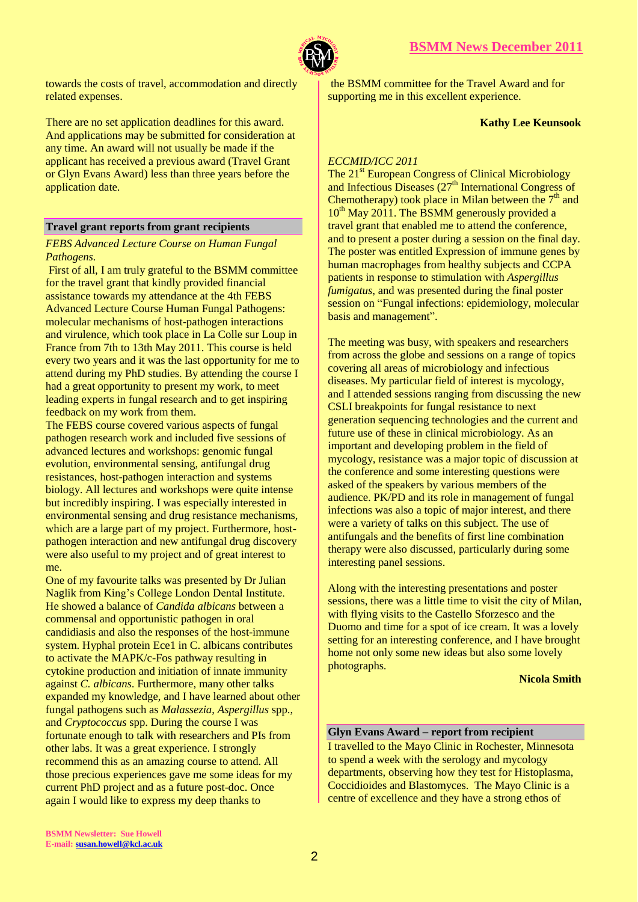towards the costs of travel, accommodation and directly related expenses.

There are no set application deadlines for this award. And applications may be submitted for consideration at any time. An award will not usually be made if the applicant has received a previous award (Travel Grant or Glyn Evans Award) less than three years before the application date.

## Travel grant reports from grant recipients

*FEBS Advanced Lecture Course on Human Fungal Pathogens.*

First of all, I am truly grateful to the BSMM committee for the travel grant that kindly provided financial assistance towards my attendance at the 4th FEBS Advanced Lecture Course Human Fungal Pathogens: molecular mechanisms of host-pathogen interactions and virulence, which took place in La Colle sur Loup in France from 7th to 13th May 2011. This course is held every two years and it was the last opportunity for me to attend during my PhD studies. By attending the course I had a great opportunity to present my work, to meet leading experts in fungal research and to get inspiring feedback on my work from them.

The FEBS course covered various aspects of fungal pathogen research work and included five sessions of advanced lectures and workshops: genomic fungal evolution, environmental sensing, antifungal drug resistances, host-pathogen interaction and systems biology. All lectures and workshops were quite intense but incredibly inspiring. I was especially interested in environmental sensing and drug resistance mechanisms, which are a large part of my project. Furthermore, host-pathogen interaction and new antifungal drug discovery were also useful to my project and of great interest to me.

One of my favourite talks was presented by Dr Julian Naglik from King's College London Dental Institute. He showed a balance of *Candida albicans* between a commensal and opportunistic pathogen in oral candidiasis and also the responses of the host-immune system. Hyphal protein Ece1 in C. albicans contributes to activate the MAPK/c-Fos pathway resulting in cytokine production and initiation of innate immunity against *C. albicans*. Furthermore, many other talks expanded my knowledge, and I have learned about other fungal pathogens such as *Malassezia*, *Aspergillus* spp., and *Cryptococcus* spp. During the course I was fortunate enough to talk with researchers and PIs from other labs. It was a great experience. I strongly recommend this as an amazing course to attend. All those precious experiences gave me some ideas for my current PhD project and as a future post-doc. Once again I would like to express my deep thanks to the BSMM committee for the Travel Award and for supporting me in this excellent experience.

**Kathy Lee Keunsook**

*ECCMID/ICC 2011*

The 21st European Congress of Clinical Microbiology and Infectious Diseases (27th International Congress of Chemotherapy) took place in Milan between the 7th and 10th May 2011. The BSMM generously provided a travel grant that enabled me to attend the conference, and to present a poster during a session on the final day. The poster was entitled Expression of immune genes by human macrophages from healthy subjects and CCPA patients in response to stimulation with *Aspergillus fumigatus*, and was presented during the final poster session on "Fungal infections: epidemiology, molecular basis and management".

The meeting was busy, with speakers and researchers from across the globe and sessions on a range of topics covering all areas of microbiology and infectious diseases. My particular field of interest is mycology, and I attended sessions ranging from discussing the new CSLI breakpoints for fungal resistance to next generation sequencing technologies and the current and future use of these in clinical microbiology. As an important and developing problem in the field of mycology, resistance was a major topic of discussion at the conference and some interesting questions were asked of the speakers by various members of the audience. PK/PD and its role in management of fungal infections was also a topic of major interest, and there were a variety of talks on this subject. The use of antifungals and the benefits of first line combination therapy were also discussed, particularly during some interesting panel sessions.

Along with the interesting presentations and poster sessions, there was a little time to visit the city of Milan, with flying visits to the Castello Sforzesco and the Duomo and time for a spot of ice cream. It was a lovely setting for an interesting conference, and I have brought home not only some new ideas but also some lovely photographs.

**Nicola Smith**

## Glyn Evans Award – report from recipient

I travelled to the Mayo Clinic in Rochester, Minnesota to spend a week with the serology and mycology departments, observing how they test for Histoplasma, Coccidioides and Blastomyces. The Mayo Clinic is a centre of excellence and they have a strong ethos of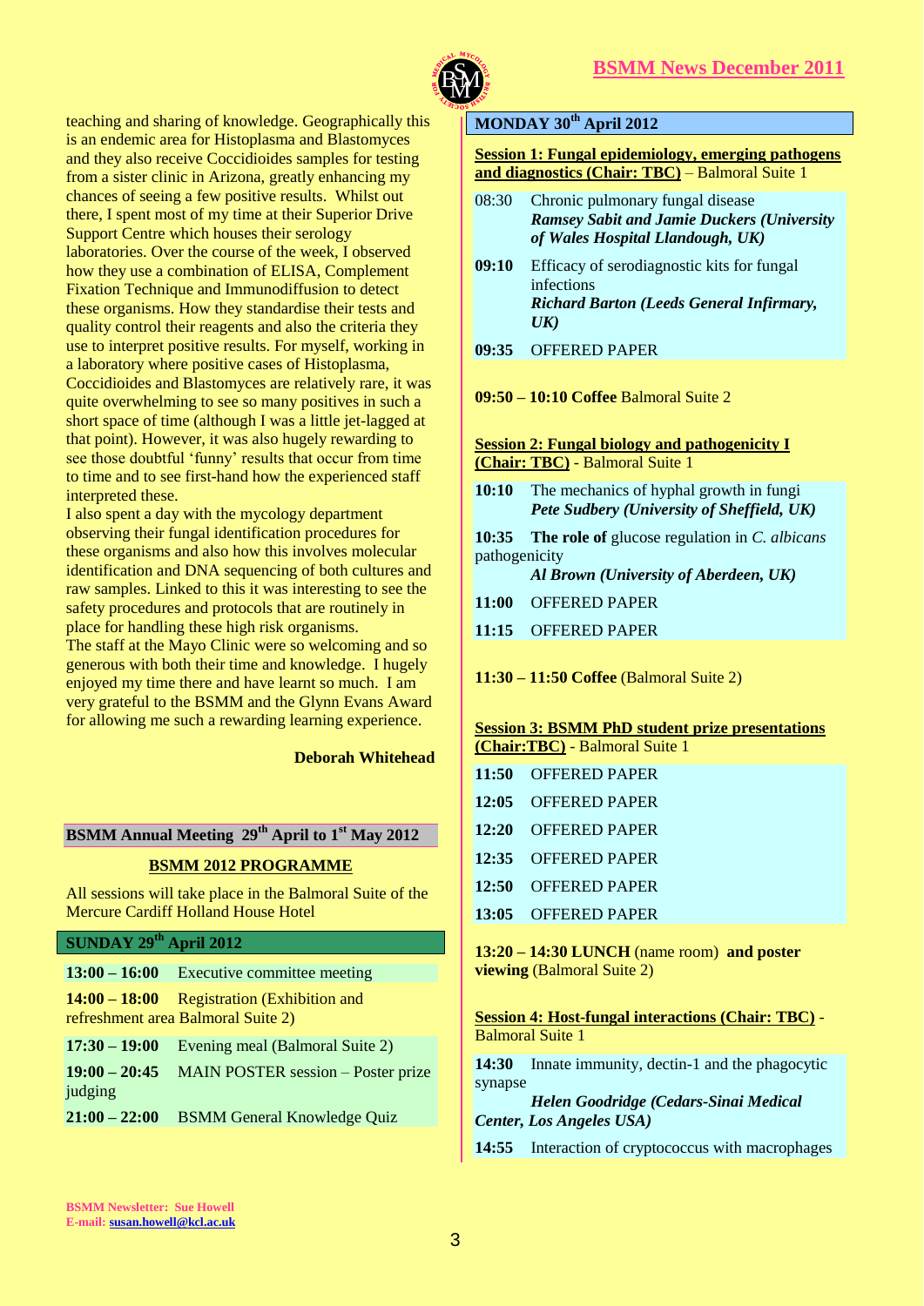teaching and sharing of knowledge. Geographically this is an endemic area for Histoplasma and Blastomyces and they also receive Coccidioides samples for testing from a sister clinic in Arizona, greatly enhancing my chances of seeing a few positive results. Whilst out there, I spent most of my time at their Superior Drive Support Centre which houses their serology laboratories. Over the course of the week, I observed how they use a combination of ELISA, Complement Fixation Technique and Immunodiffusion to detect these organisms. How they standardise their tests and quality control their reagents and also the criteria they use to interpret positive results. For myself, working in a laboratory where positive cases of Histoplasma, Coccidioides and Blastomyces are relatively rare, it was quite overwhelming to see so many positives in such a short space of time (although I was a little jet-lagged at that point). However, it was also hugely rewarding to see those doubtful 'funny' results that occur from time to time and to see first-hand how the experienced staff interpreted these.

I also spent a day with the mycology department observing their fungal identification procedures for these organisms and also how this involves molecular identification and DNA sequencing of both cultures and raw samples. Linked to this it was interesting to see the safety procedures and protocols that are routinely in place for handling these high risk organisms.

The staff at the Mayo Clinic were so welcoming and so generous with both their time and knowledge. I hugely enjoyed my time there and have learnt so much. I am very grateful to the BSMM and the Glynn Evans Award for allowing me such a rewarding learning experience.

**Deborah Whitehead**

## BSMM Annual Meeting 29th April to 1st May 2012

### BSMM 2012 PROGRAMME

All sessions will take place in the Balmoral Suite of the Mercure Cardiff Holland House Hotel

### SUNDAY 29th April 2012

**13:00 – 16:00** Executive committee meeting

**14:00 – 18:00** Registration (Exhibition and refreshment area Balmoral Suite 2)

**17:30 – 19:00** Evening meal (Balmoral Suite 2)

**19:00 – 20:45** MAIN POSTER session – Poster prize judging

**21:00 – 22:00** BSMM General Knowledge Quiz

### MONDAY 30th April 2012

**Session 1: Fungal epidemiology, emerging pathogens and diagnostics (Chair: TBC)** – Balmoral Suite 1

08:30 Chronic pulmonary fungal disease
***Ramsey Sabit and Jamie Duckers (University of Wales Hospital Llandough, UK)***

**09:10** Efficacy of serodiagnostic kits for fungal infections
***Richard Barton (Leeds General Infirmary, UK)***

**09:35** OFFERED PAPER

**09:50 – 10:10 Coffee** Balmoral Suite 2

**Session 2: Fungal biology and pathogenicity I (Chair: TBC)** - Balmoral Suite 1

**10:10** The mechanics of hyphal growth in fungi
***Pete Sudbery (University of Sheffield, UK)***

**10:35 The role of** glucose regulation in *C. albicans* pathogenicity
***Al Brown (University of Aberdeen, UK)***

**11:00** OFFERED PAPER

**11:15** OFFERED PAPER

**11:30 – 11:50 Coffee** (Balmoral Suite 2)

**Session 3: BSMM PhD student prize presentations (Chair:TBC)** - Balmoral Suite 1

**11:50** OFFERED PAPER

**12:05** OFFERED PAPER

**12:20** OFFERED PAPER

**12:35** OFFERED PAPER

**12:50** OFFERED PAPER

**13:05** OFFERED PAPER

**13:20 – 14:30 LUNCH** (name room) **and poster viewing** (Balmoral Suite 2)

**Session 4: Host-fungal interactions (Chair: TBC)** - Balmoral Suite 1

**14:30** Innate immunity, dectin-1 and the phagocytic synapse
***Helen Goodridge (Cedars-Sinai Medical Center, Los Angeles USA)***

**14:55** Interaction of cryptococcus with macrophages

BSMM Newsletter: Sue Howell
E-mail: susan.howell@kcl.ac.uk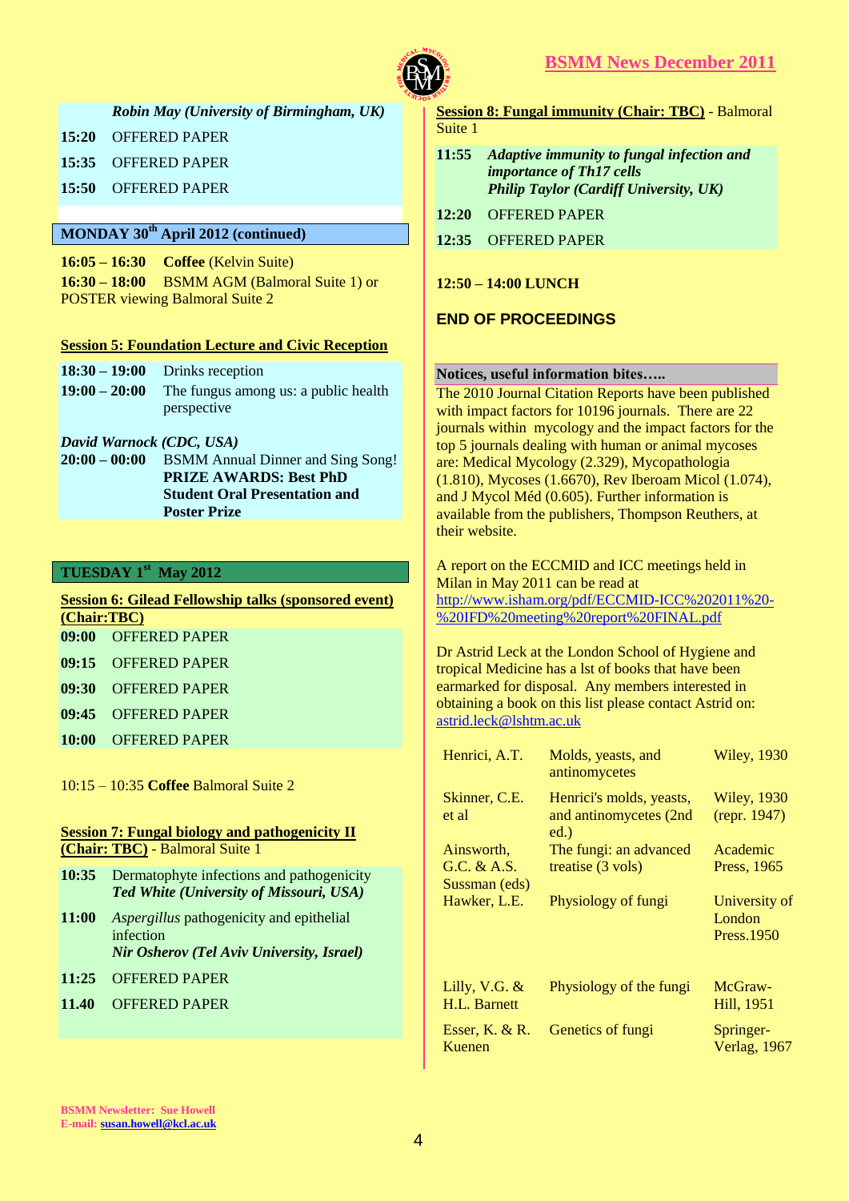*Robin May (University of Birmingham, UK)*

**15:20** OFFERED PAPER

**15:35** OFFERED PAPER

**15:50** OFFERED PAPER

## MONDAY 30th April 2012 (continued)

**16:05 – 16:30** **Coffee** (Kelvin Suite)
**16:30 – 18:00** BSMM AGM (Balmoral Suite 1) or POSTER viewing Balmoral Suite 2

**Session 5: Foundation Lecture and Civic Reception**

**18:30 – 19:00** Drinks reception
**19:00 – 20:00** The fungus among us: a public health perspective

***David Warnock (CDC, USA)***
**20:00 – 00:00** BSMM Annual Dinner and Sing Song! **PRIZE AWARDS: Best PhD Student Oral Presentation and Poster Prize**

## TUESDAY 1st May 2012

**Session 6: Gilead Fellowship talks (sponsored event) (Chair:TBC)**

**09:00** OFFERED PAPER

**09:15** OFFERED PAPER

**09:30** OFFERED PAPER

**09:45** OFFERED PAPER

**10:00** OFFERED PAPER

10:15 – 10:35 **Coffee** Balmoral Suite 2

**Session 7: Fungal biology and pathogenicity II (Chair: TBC)** - Balmoral Suite 1

**10:35** Dermatophyte infections and pathogenicity
***Ted White (University of Missouri, USA)***

**11:00** *Aspergillus* pathogenicity and epithelial infection
***Nir Osherov (Tel Aviv University, Israel)***

**11:25** OFFERED PAPER

**11.40** OFFERED PAPER

**Session 8: Fungal immunity (Chair: TBC)** - Balmoral Suite 1

**11:55** ***Adaptive immunity to fungal infection and importance of Th17 cells***
***Philip Taylor (Cardiff University, UK)***

**12:20** OFFERED PAPER

**12:35** OFFERED PAPER

**12:50 – 14:00 LUNCH**

**END OF PROCEEDINGS**

**Notices, useful information bites…..**

The 2010 Journal Citation Reports have been published with impact factors for 10196 journals. There are 22 journals within mycology and the impact factors for the top 5 journals dealing with human or animal mycoses are: Medical Mycology (2.329), Mycopathologia (1.810), Mycoses (1.6670), Rev Iberoam Micol (1.074), and J Mycol Méd (0.605). Further information is available from the publishers, Thompson Reuthers, at their website.

A report on the ECCMID and ICC meetings held in Milan in May 2011 can be read at http://www.isham.org/pdf/ECCMID-ICC%202011%20-%20IFD%20meeting%20report%20FINAL.pdf

Dr Astrid Leck at the London School of Hygiene and tropical Medicine has a lst of books that have been earmarked for disposal. Any members interested in obtaining a book on this list please contact Astrid on: astrid.leck@lshtm.ac.uk

| | | |
|---|---|---|
| Henrici, A.T. | Molds, yeasts, and antinomycetes | Wiley, 1930 |
| Skinner, C.E. et al | Henrici's molds, yeasts, and antinomycetes (2nd ed.) | Wiley, 1930 (repr. 1947) |
| Ainsworth, G.C. & A.S. Sussman (eds) | The fungi: an advanced treatise (3 vols) | Academic Press, 1965 |
| Hawker, L.E. | Physiology of fungi | University of London Press.1950 |
| Lilly, V.G. & H.L. Barnett | Physiology of the fungi | McGraw-Hill, 1951 |
| Esser, K. & R. Kuenen | Genetics of fungi | Springer-Verlag, 1967 |

BSMM Newsletter: Sue Howell
E-mail: susan.howell@kcl.ac.uk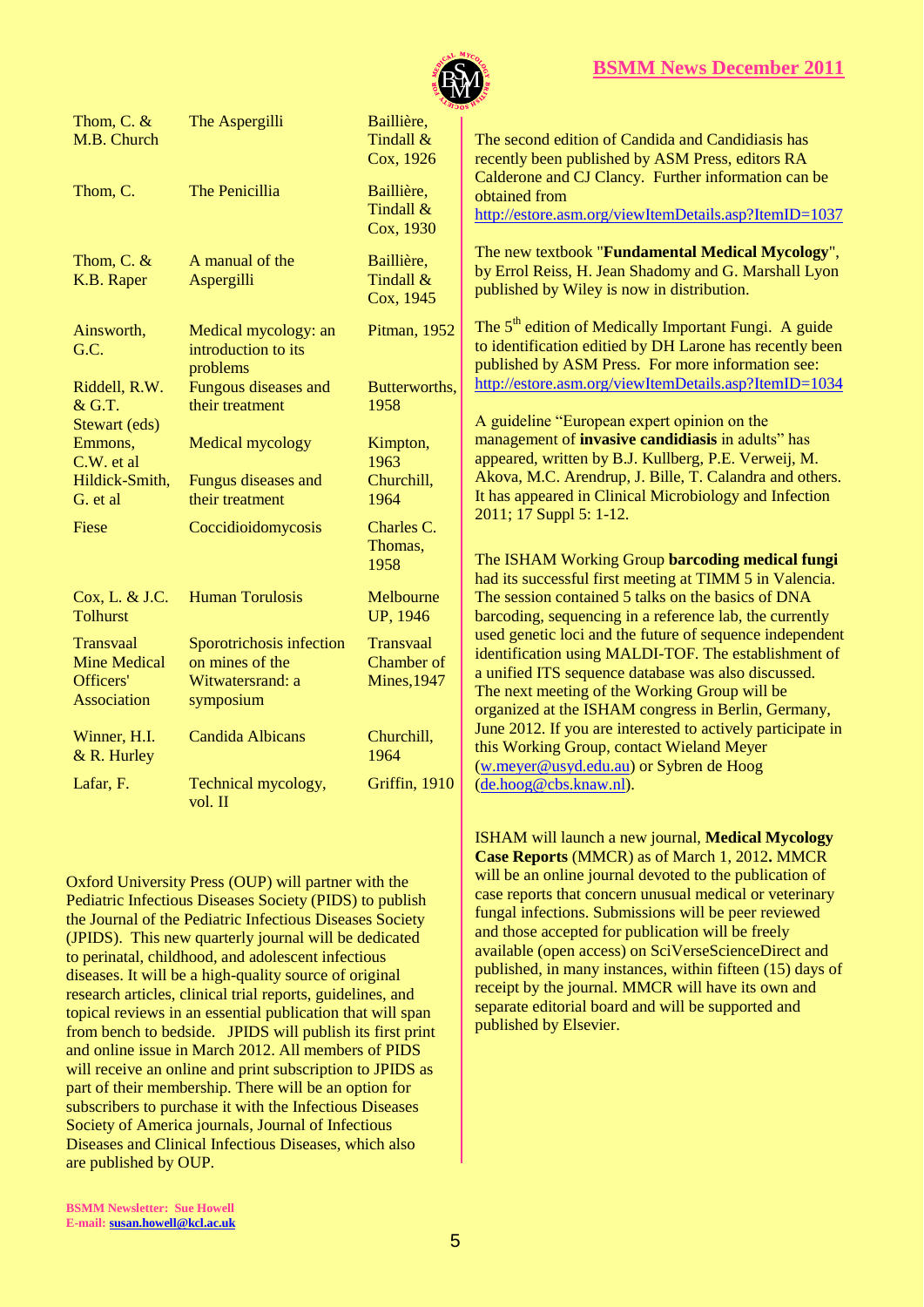| | | |
|---|---|---|
| Thom, C. & M.B. Church | The Aspergilli | Baillière, Tindall & Cox, 1926 |
| Thom, C. | The Penicillia | Baillière, Tindall & Cox, 1930 |
| Thom, C. & K.B. Raper | A manual of the Aspergilli | Baillière, Tindall & Cox, 1945 |
| Ainsworth, G.C. | Medical mycology: an introduction to its problems | Pitman, 1952 |
| Riddell, R.W. & G.T. Stewart (eds) | Fungous diseases and their treatment | Butterworths, 1958 |
| Emmons, C.W. et al | Medical mycology | Kimpton, 1963 |
| Hildick-Smith, G. et al | Fungus diseases and their treatment | Churchill, 1964 |
| Fiese | Coccidioidomycosis | Charles C. Thomas, 1958 |
| Cox, L. & J.C. Tolhurst | Human Torulosis | Melbourne UP, 1946 |
| Transvaal Mine Medical Officers' Association | Sporotrichosis infection on mines of the Witwatersrand: a symposium | Transvaal Chamber of Mines,1947 |
| Winner, H.I. & R. Hurley | Candida Albicans | Churchill, 1964 |
| Lafar, F. | Technical mycology, vol. II | Griffin, 1910 |

Oxford University Press (OUP) will partner with the Pediatric Infectious Diseases Society (PIDS) to publish the Journal of the Pediatric Infectious Diseases Society (JPIDS). This new quarterly journal will be dedicated to perinatal, childhood, and adolescent infectious diseases. It will be a high-quality source of original research articles, clinical trial reports, guidelines, and topical reviews in an essential publication that will span from bench to bedside. JPIDS will publish its first print and online issue in March 2012. All members of PIDS will receive an online and print subscription to JPIDS as part of their membership. There will be an option for subscribers to purchase it with the Infectious Diseases Society of America journals, Journal of Infectious Diseases and Clinical Infectious Diseases, which also are published by OUP.

The second edition of Candida and Candidiasis has recently been published by ASM Press, editors RA Calderone and CJ Clancy. Further information can be obtained from http://estore.asm.org/viewItemDetails.asp?ItemID=1037

The new textbook "**Fundamental Medical Mycology**", by Errol Reiss, H. Jean Shadomy and G. Marshall Lyon published by Wiley is now in distribution.

The 5th edition of Medically Important Fungi. A guide to identification editied by DH Larone has recently been published by ASM Press. For more information see: http://estore.asm.org/viewItemDetails.asp?ItemID=1034

A guideline "European expert opinion on the management of **invasive candidiasis** in adults" has appeared, written by B.J. Kullberg, P.E. Verweij, M. Akova, M.C. Arendrup, J. Bille, T. Calandra and others. It has appeared in Clinical Microbiology and Infection 2011; 17 Suppl 5: 1-12.

The ISHAM Working Group **barcoding medical fungi** had its successful first meeting at TIMM 5 in Valencia. The session contained 5 talks on the basics of DNA barcoding, sequencing in a reference lab, the currently used genetic loci and the future of sequence independent identification using MALDI-TOF. The establishment of a unified ITS sequence database was also discussed. The next meeting of the Working Group will be organized at the ISHAM congress in Berlin, Germany, June 2012. If you are interested to actively participate in this Working Group, contact Wieland Meyer (w.meyer@usyd.edu.au) or Sybren de Hoog (de.hoog@cbs.knaw.nl).

ISHAM will launch a new journal, **Medical Mycology Case Reports** (MMCR) as of March 1, 2012**.** MMCR will be an online journal devoted to the publication of case reports that concern unusual medical or veterinary fungal infections. Submissions will be peer reviewed and those accepted for publication will be freely available (open access) on SciVerseScienceDirect and published, in many instances, within fifteen (15) days of receipt by the journal. MMCR will have its own and separate editorial board and will be supported and published by Elsevier.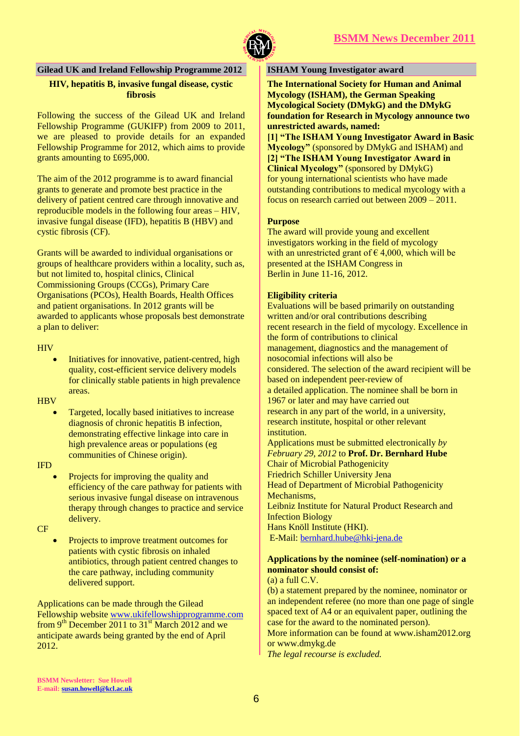## Gilead UK and Ireland Fellowship Programme 2012

**HIV, hepatitis B, invasive fungal disease, cystic fibrosis**

Following the success of the Gilead UK and Ireland Fellowship Programme (GUKIFP) from 2009 to 2011, we are pleased to provide details for an expanded Fellowship Programme for 2012, which aims to provide grants amounting to £695,000.

The aim of the 2012 programme is to award financial grants to generate and promote best practice in the delivery of patient centred care through innovative and reproducible models in the following four areas – HIV, invasive fungal disease (IFD), hepatitis B (HBV) and cystic fibrosis (CF).

Grants will be awarded to individual organisations or groups of healthcare providers within a locality, such as, but not limited to, hospital clinics, Clinical Commissioning Groups (CCGs), Primary Care Organisations (PCOs), Health Boards, Health Offices and patient organisations. In 2012 grants will be awarded to applicants whose proposals best demonstrate a plan to deliver:

HIV

- Initiatives for innovative, patient-centred, high quality, cost-efficient service delivery models for clinically stable patients in high prevalence areas.

HBV

- Targeted, locally based initiatives to increase diagnosis of chronic hepatitis B infection, demonstrating effective linkage into care in high prevalence areas or populations (eg communities of Chinese origin).

IFD

- Projects for improving the quality and efficiency of the care pathway for patients with serious invasive fungal disease on intravenous therapy through changes to practice and service delivery.

CF

- Projects to improve treatment outcomes for patients with cystic fibrosis on inhaled antibiotics, through patient centred changes to the care pathway, including community delivered support.

Applications can be made through the Gilead Fellowship website www.ukifellowshipprogramme.com from 9th December 2011 to 31st March 2012 and we anticipate awards being granted by the end of April 2012.

## ISHAM Young Investigator award

**The International Society for Human and Animal Mycology (ISHAM), the German Speaking Mycological Society (DMykG) and the DMykG foundation for Research in Mycology announce two unrestricted awards, named:**
**[1] "The ISHAM Young Investigator Award in Basic Mycology"** (sponsored by DMykG and ISHAM) and
**[2] "The ISHAM Young Investigator Award in Clinical Mycology"** (sponsored by DMykG)
for young international scientists who have made outstanding contributions to medical mycology with a focus on research carried out between 2009 – 2011.

**Purpose**

The award will provide young and excellent investigators working in the field of mycology with an unrestricted grant of € 4,000, which will be presented at the ISHAM Congress in Berlin in June 11-16, 2012.

**Eligibility criteria**

Evaluations will be based primarily on outstanding written and/or oral contributions describing recent research in the field of mycology. Excellence in the form of contributions to clinical management, diagnostics and the management of nosocomial infections will also be considered. The selection of the award recipient will be based on independent peer-review of a detailed application. The nominee shall be born in 1967 or later and may have carried out research in any part of the world, in a university, research institute, hospital or other relevant institution.

Applications must be submitted electronically *by February 29, 2012* to **Prof. Dr. Bernhard Hube**
Chair of Microbial Pathogenicity
Friedrich Schiller University Jena
Head of Department of Microbial Pathogenicity Mechanisms,
Leibniz Institute for Natural Product Research and Infection Biology
Hans Knöll Institute (HKI).
E-Mail: bernhard.hube@hki-jena.de

**Applications by the nominee (self-nomination) or a nominator should consist of:**

(a) a full C.V.
(b) a statement prepared by the nominee, nominator or an independent referee (no more than one page of single spaced text of A4 or an equivalent paper, outlining the case for the award to the nominated person).
More information can be found at www.isham2012.org or www.dmykg.de

*The legal recourse is excluded.*

BSMM Newsletter: Sue Howell
E-mail: susan.howell@kcl.ac.uk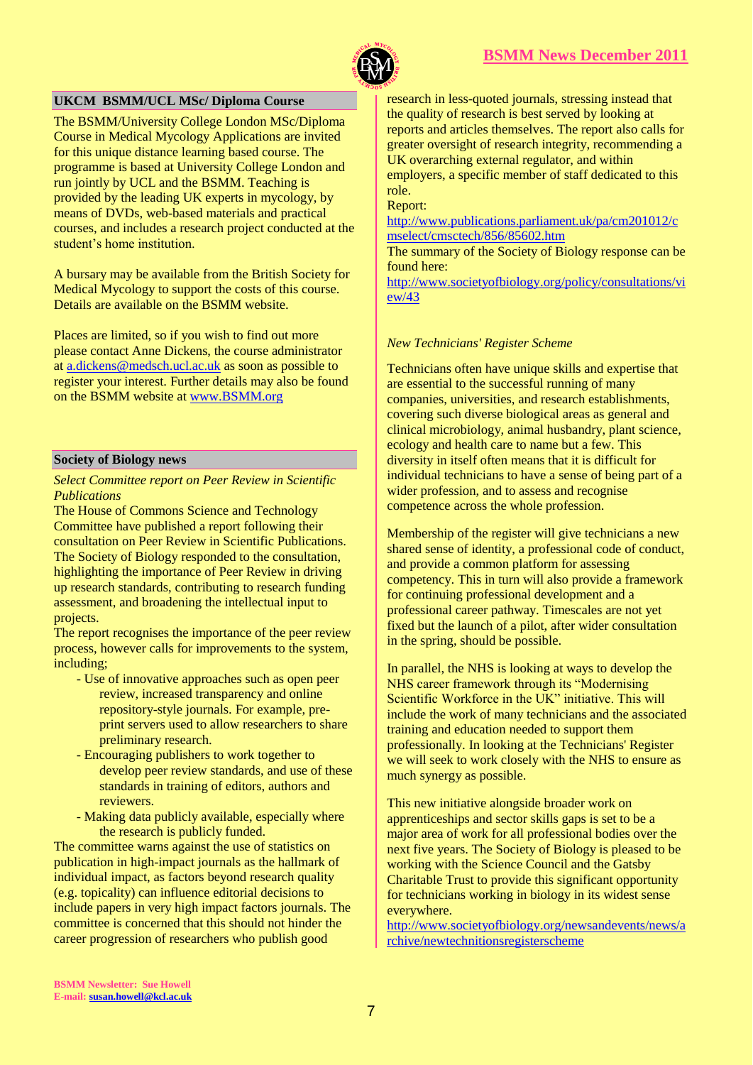## UKCM BSMM/UCL MSc/ Diploma Course

The BSMM/University College London MSc/Diploma Course in Medical Mycology Applications are invited for this unique distance learning based course. The programme is based at University College London and run jointly by UCL and the BSMM. Teaching is provided by the leading UK experts in mycology, by means of DVDs, web-based materials and practical courses, and includes a research project conducted at the student's home institution.

A bursary may be available from the British Society for Medical Mycology to support the costs of this course. Details are available on the BSMM website.

Places are limited, so if you wish to find out more please contact Anne Dickens, the course administrator at a.dickens@medsch.ucl.ac.uk as soon as possible to register your interest. Further details may also be found on the BSMM website at www.BSMM.org

## Society of Biology news

*Select Committee report on Peer Review in Scientific Publications*

The House of Commons Science and Technology Committee have published a report following their consultation on Peer Review in Scientific Publications. The Society of Biology responded to the consultation, highlighting the importance of Peer Review in driving up research standards, contributing to research funding assessment, and broadening the intellectual input to projects.

The report recognises the importance of the peer review process, however calls for improvements to the system, including;

- Use of innovative approaches such as open peer review, increased transparency and online repository-style journals. For example, pre-print servers used to allow researchers to share preliminary research.
- Encouraging publishers to work together to develop peer review standards, and use of these standards in training of editors, authors and reviewers.
- Making data publicly available, especially where the research is publicly funded.

The committee warns against the use of statistics on publication in high-impact journals as the hallmark of individual impact, as factors beyond research quality (e.g. topicality) can influence editorial decisions to include papers in very high impact factors journals. The committee is concerned that this should not hinder the career progression of researchers who publish good research in less-quoted journals, stressing instead that the quality of research is best served by looking at reports and articles themselves. The report also calls for greater oversight of research integrity, recommending a UK overarching external regulator, and within employers, a specific member of staff dedicated to this role.

Report:

http://www.publications.parliament.uk/pa/cm201012/cmselect/cmsctech/856/85602.htm

The summary of the Society of Biology response can be found here:

http://www.societyofbiology.org/policy/consultations/view/43

*New Technicians' Register Scheme*

Technicians often have unique skills and expertise that are essential to the successful running of many companies, universities, and research establishments, covering such diverse biological areas as general and clinical microbiology, animal husbandry, plant science, ecology and health care to name but a few. This diversity in itself often means that it is difficult for individual technicians to have a sense of being part of a wider profession, and to assess and recognise competence across the whole profession.

Membership of the register will give technicians a new shared sense of identity, a professional code of conduct, and provide a common platform for assessing competency. This in turn will also provide a framework for continuing professional development and a professional career pathway. Timescales are not yet fixed but the launch of a pilot, after wider consultation in the spring, should be possible.

In parallel, the NHS is looking at ways to develop the NHS career framework through its "Modernising Scientific Workforce in the UK" initiative. This will include the work of many technicians and the associated training and education needed to support them professionally. In looking at the Technicians' Register we will seek to work closely with the NHS to ensure as much synergy as possible.

This new initiative alongside broader work on apprenticeships and sector skills gaps is set to be a major area of work for all professional bodies over the next five years. The Society of Biology is pleased to be working with the Science Council and the Gatsby Charitable Trust to provide this significant opportunity for technicians working in biology in its widest sense everywhere.

http://www.societyofbiology.org/newsandevents/news/archive/newtechnitionsregisterscheme

BSMM Newsletter: Sue Howell
E-mail: susan.howell@kcl.ac.uk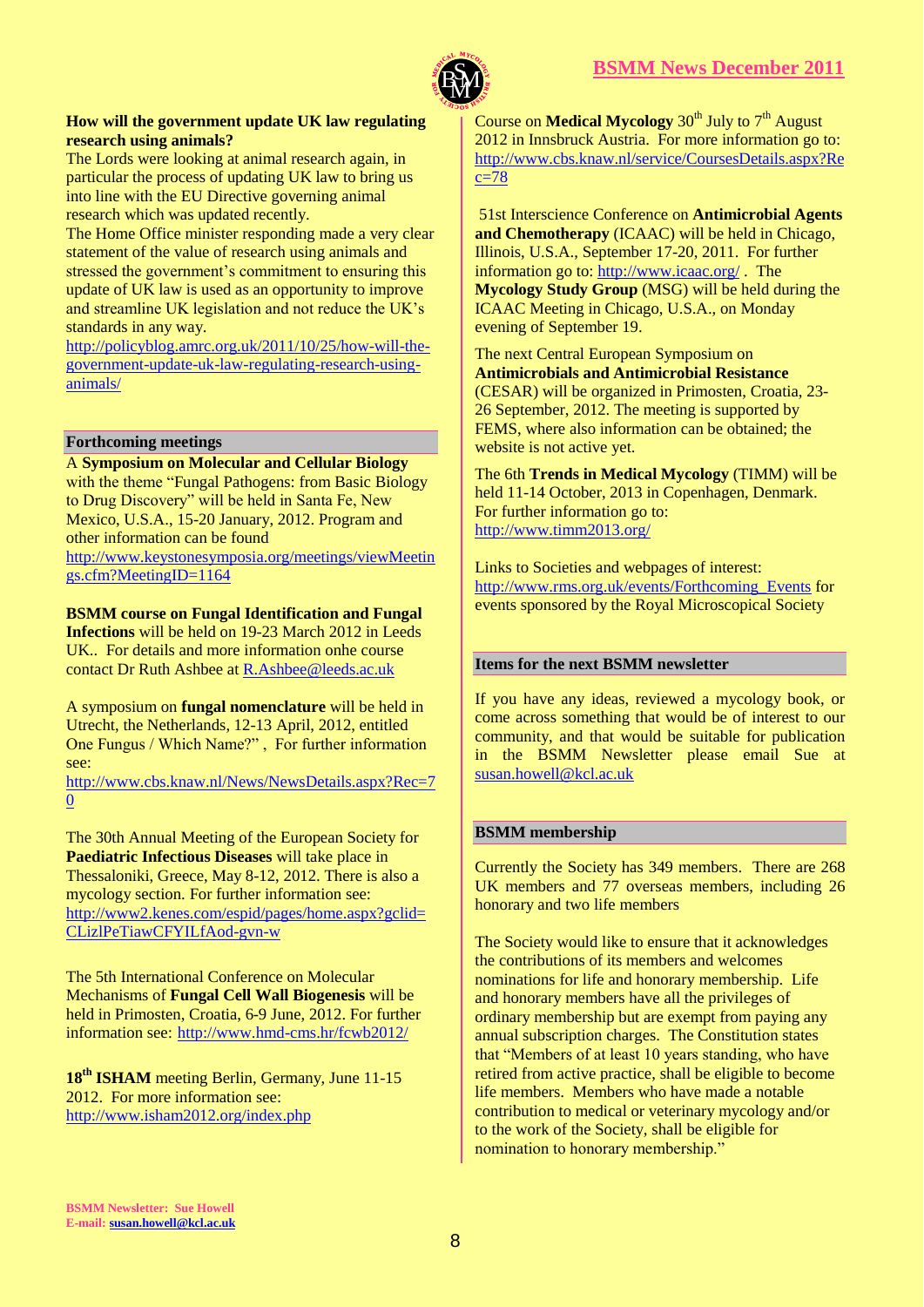**How will the government update UK law regulating research using animals?**

The Lords were looking at animal research again, in particular the process of updating UK law to bring us into line with the EU Directive governing animal research which was updated recently.

The Home Office minister responding made a very clear statement of the value of research using animals and stressed the government's commitment to ensuring this update of UK law is used as an opportunity to improve and streamline UK legislation and not reduce the UK's standards in any way.

http://policyblog.amrc.org.uk/2011/10/25/how-will-the-government-update-uk-law-regulating-research-using-animals/

## Forthcoming meetings

A **Symposium on Molecular and Cellular Biology** with the theme "Fungal Pathogens: from Basic Biology to Drug Discovery" will be held in Santa Fe, New Mexico, U.S.A., 15-20 January, 2012. Program and other information can be found http://www.keystonesymposia.org/meetings/viewMeetings.cfm?MeetingID=1164

**BSMM course on Fungal Identification and Fungal Infections** will be held on 19-23 March 2012 in Leeds UK.. For details and more information onhe course contact Dr Ruth Ashbee at R.Ashbee@leeds.ac.uk

A symposium on **fungal nomenclature** will be held in Utrecht, the Netherlands, 12-13 April, 2012, entitled One Fungus / Which Name?" , For further information see: http://www.cbs.knaw.nl/News/NewsDetails.aspx?Rec=70

The 30th Annual Meeting of the European Society for **Paediatric Infectious Diseases** will take place in Thessaloniki, Greece, May 8-12, 2012. There is also a mycology section. For further information see: http://www2.kenes.com/espid/pages/home.aspx?gclid=CLizlPeTiawCFYILfAod-gvn-w

The 5th International Conference on Molecular Mechanisms of **Fungal Cell Wall Biogenesis** will be held in Primosten, Croatia, 6-9 June, 2012. For further information see: http://www.hmd-cms.hr/fcwb2012/

**18th ISHAM** meeting Berlin, Germany, June 11-15 2012. For more information see: http://www.isham2012.org/index.php

Course on **Medical Mycology** 30th July to 7th August 2012 in Innsbruck Austria. For more information go to: http://www.cbs.knaw.nl/service/CoursesDetails.aspx?Rec=78

51st Interscience Conference on **Antimicrobial Agents and Chemotherapy** (ICAAC) will be held in Chicago, Illinois, U.S.A., September 17-20, 2011. For further information go to: http://www.icaac.org/ . The **Mycology Study Group** (MSG) will be held during the ICAAC Meeting in Chicago, U.S.A., on Monday evening of September 19.

The next Central European Symposium on **Antimicrobials and Antimicrobial Resistance** (CESAR) will be organized in Primosten, Croatia, 23-26 September, 2012. The meeting is supported by FEMS, where also information can be obtained; the website is not active yet.

The 6th **Trends in Medical Mycology** (TIMM) will be held 11-14 October, 2013 in Copenhagen, Denmark. For further information go to: http://www.timm2013.org/

Links to Societies and webpages of interest: http://www.rms.org.uk/events/Forthcoming_Events for events sponsored by the Royal Microscopical Society

## Items for the next BSMM newsletter

If you have any ideas, reviewed a mycology book, or come across something that would be of interest to our community, and that would be suitable for publication in the BSMM Newsletter please email Sue at susan.howell@kcl.ac.uk

## BSMM membership

Currently the Society has 349 members. There are 268 UK members and 77 overseas members, including 26 honorary and two life members

The Society would like to ensure that it acknowledges the contributions of its members and welcomes nominations for life and honorary membership. Life and honorary members have all the privileges of ordinary membership but are exempt from paying any annual subscription charges. The Constitution states that "Members of at least 10 years standing, who have retired from active practice, shall be eligible to become life members. Members who have made a notable contribution to medical or veterinary mycology and/or to the work of the Society, shall be eligible for nomination to honorary membership."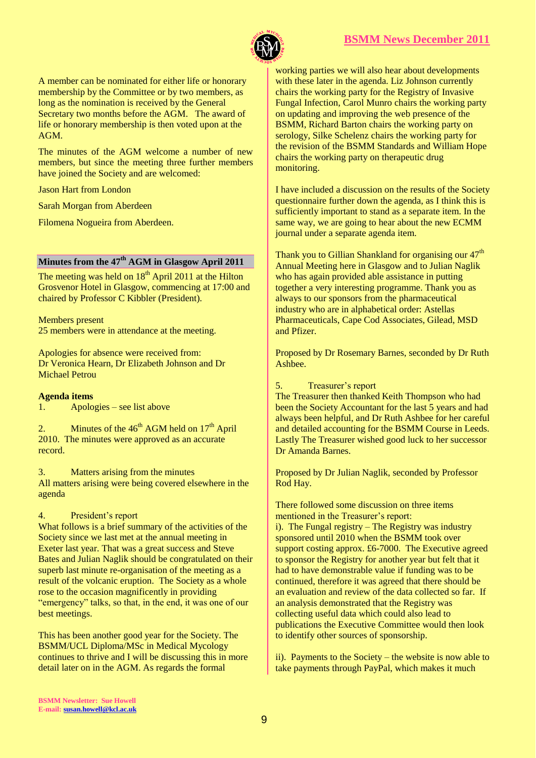A member can be nominated for either life or honorary membership by the Committee or by two members, as long as the nomination is received by the General Secretary two months before the AGM. The award of life or honorary membership is then voted upon at the AGM.

The minutes of the AGM welcome a number of new members, but since the meeting three further members have joined the Society and are welcomed:

Jason Hart from London

Sarah Morgan from Aberdeen

Filomena Nogueira from Aberdeen.

## Minutes from the 47th AGM in Glasgow April 2011

The meeting was held on 18th April 2011 at the Hilton Grosvenor Hotel in Glasgow, commencing at 17:00 and chaired by Professor C Kibbler (President).

Members present
25 members were in attendance at the meeting.

Apologies for absence were received from:
Dr Veronica Hearn, Dr Elizabeth Johnson and Dr Michael Petrou

**Agenda items**

1. Apologies – see list above

2. Minutes of the 46th AGM held on 17th April 2010. The minutes were approved as an accurate record.

3. Matters arising from the minutes
All matters arising were being covered elsewhere in the agenda

4. President's report
What follows is a brief summary of the activities of the Society since we last met at the annual meeting in Exeter last year. That was a great success and Steve Bates and Julian Naglik should be congratulated on their superb last minute re-organisation of the meeting as a result of the volcanic eruption. The Society as a whole rose to the occasion magnificently in providing "emergency" talks, so that, in the end, it was one of our best meetings.

This has been another good year for the Society. The BSMM/UCL Diploma/MSc in Medical Mycology continues to thrive and I will be discussing this in more detail later on in the AGM. As regards the formal working parties we will also hear about developments with these later in the agenda. Liz Johnson currently chairs the working party for the Registry of Invasive Fungal Infection, Carol Munro chairs the working party on updating and improving the web presence of the BSMM, Richard Barton chairs the working party on serology, Silke Schelenz chairs the working party for the revision of the BSMM Standards and William Hope chairs the working party on therapeutic drug monitoring.

I have included a discussion on the results of the Society questionnaire further down the agenda, as I think this is sufficiently important to stand as a separate item. In the same way, we are going to hear about the new ECMM journal under a separate agenda item.

Thank you to Gillian Shankland for organising our 47th Annual Meeting here in Glasgow and to Julian Naglik who has again provided able assistance in putting together a very interesting programme. Thank you as always to our sponsors from the pharmaceutical industry who are in alphabetical order: Astellas Pharmaceuticals, Cape Cod Associates, Gilead, MSD and Pfizer.

Proposed by Dr Rosemary Barnes, seconded by Dr Ruth Ashbee.

5. Treasurer's report
The Treasurer then thanked Keith Thompson who had been the Society Accountant for the last 5 years and had always been helpful, and Dr Ruth Ashbee for her careful and detailed accounting for the BSMM Course in Leeds. Lastly The Treasurer wished good luck to her successor Dr Amanda Barnes.

Proposed by Dr Julian Naglik, seconded by Professor Rod Hay.

There followed some discussion on three items mentioned in the Treasurer's report:
i). The Fungal registry – The Registry was industry sponsored until 2010 when the BSMM took over support costing approx. £6-7000. The Executive agreed to sponsor the Registry for another year but felt that it had to have demonstrable value if funding was to be continued, therefore it was agreed that there should be an evaluation and review of the data collected so far. If an analysis demonstrated that the Registry was collecting useful data which could also lead to publications the Executive Committee would then look to identify other sources of sponsorship.

ii). Payments to the Society – the website is now able to take payments through PayPal, which makes it much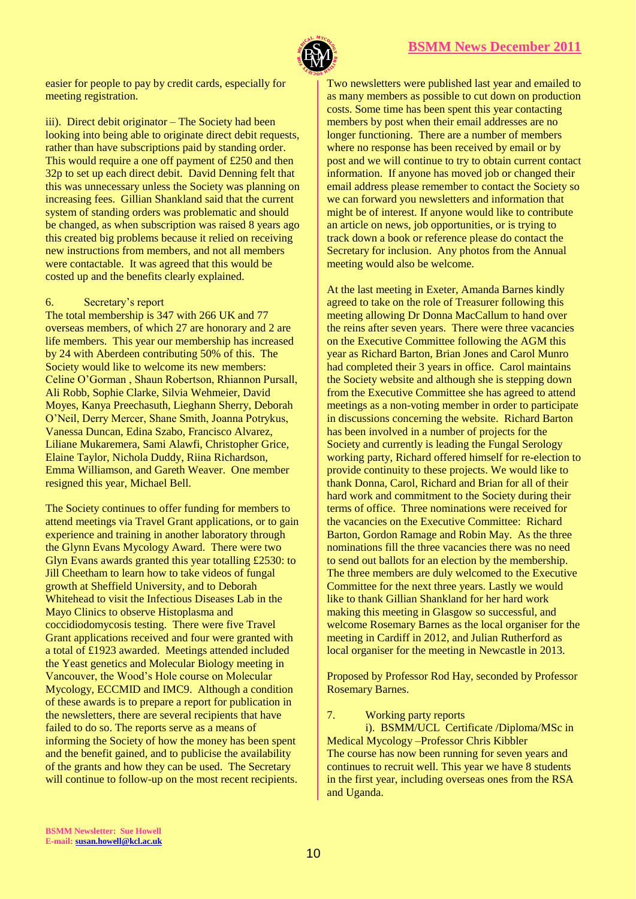easier for people to pay by credit cards, especially for meeting registration.

iii). Direct debit originator – The Society had been looking into being able to originate direct debit requests, rather than have subscriptions paid by standing order. This would require a one off payment of £250 and then 32p to set up each direct debit. David Denning felt that this was unnecessary unless the Society was planning on increasing fees. Gillian Shankland said that the current system of standing orders was problematic and should be changed, as when subscription was raised 8 years ago this created big problems because it relied on receiving new instructions from members, and not all members were contactable. It was agreed that this would be costed up and the benefits clearly explained.

6. Secretary's report

The total membership is 347 with 266 UK and 77 overseas members, of which 27 are honorary and 2 are life members. This year our membership has increased by 24 with Aberdeen contributing 50% of this. The Society would like to welcome its new members: Celine O'Gorman , Shaun Robertson, Rhiannon Pursall, Ali Robb, Sophie Clarke, Silvia Wehmeier, David Moyes, Kanya Preechasuth, Lieghann Sherry, Deborah O'Neil, Derry Mercer, Shane Smith, Joanna Potrykus, Vanessa Duncan, Edina Szabo, Francisco Alvarez, Liliane Mukaremera, Sami Alawfi, Christopher Grice, Elaine Taylor, Nichola Duddy, Riina Richardson, Emma Williamson, and Gareth Weaver. One member resigned this year, Michael Bell.

The Society continues to offer funding for members to attend meetings via Travel Grant applications, or to gain experience and training in another laboratory through the Glynn Evans Mycology Award. There were two Glyn Evans awards granted this year totalling £2530: to Jill Cheetham to learn how to take videos of fungal growth at Sheffield University, and to Deborah Whitehead to visit the Infectious Diseases Lab in the Mayo Clinics to observe Histoplasma and coccidiodomycosis testing. There were five Travel Grant applications received and four were granted with a total of £1923 awarded. Meetings attended included the Yeast genetics and Molecular Biology meeting in Vancouver, the Wood's Hole course on Molecular Mycology, ECCMID and IMC9. Although a condition of these awards is to prepare a report for publication in the newsletters, there are several recipients that have failed to do so. The reports serve as a means of informing the Society of how the money has been spent and the benefit gained, and to publicise the availability of the grants and how they can be used. The Secretary will continue to follow-up on the most recent recipients.

Two newsletters were published last year and emailed to as many members as possible to cut down on production costs. Some time has been spent this year contacting members by post when their email addresses are no longer functioning. There are a number of members where no response has been received by email or by post and we will continue to try to obtain current contact information. If anyone has moved job or changed their email address please remember to contact the Society so we can forward you newsletters and information that might be of interest. If anyone would like to contribute an article on news, job opportunities, or is trying to track down a book or reference please do contact the Secretary for inclusion. Any photos from the Annual meeting would also be welcome.

At the last meeting in Exeter, Amanda Barnes kindly agreed to take on the role of Treasurer following this meeting allowing Dr Donna MacCallum to hand over the reins after seven years. There were three vacancies on the Executive Committee following the AGM this year as Richard Barton, Brian Jones and Carol Munro had completed their 3 years in office. Carol maintains the Society website and although she is stepping down from the Executive Committee she has agreed to attend meetings as a non-voting member in order to participate in discussions concerning the website. Richard Barton has been involved in a number of projects for the Society and currently is leading the Fungal Serology working party, Richard offered himself for re-election to provide continuity to these projects. We would like to thank Donna, Carol, Richard and Brian for all of their hard work and commitment to the Society during their terms of office. Three nominations were received for the vacancies on the Executive Committee: Richard Barton, Gordon Ramage and Robin May. As the three nominations fill the three vacancies there was no need to send out ballots for an election by the membership. The three members are duly welcomed to the Executive Committee for the next three years. Lastly we would like to thank Gillian Shankland for her hard work making this meeting in Glasgow so successful, and welcome Rosemary Barnes as the local organiser for the meeting in Cardiff in 2012, and Julian Rutherford as local organiser for the meeting in Newcastle in 2013.

Proposed by Professor Rod Hay, seconded by Professor Rosemary Barnes.

7. Working party reports

i). BSMM/UCL Certificate /Diploma/MSc in Medical Mycology –Professor Chris Kibbler

The course has now been running for seven years and continues to recruit well. This year we have 8 students in the first year, including overseas ones from the RSA and Uganda.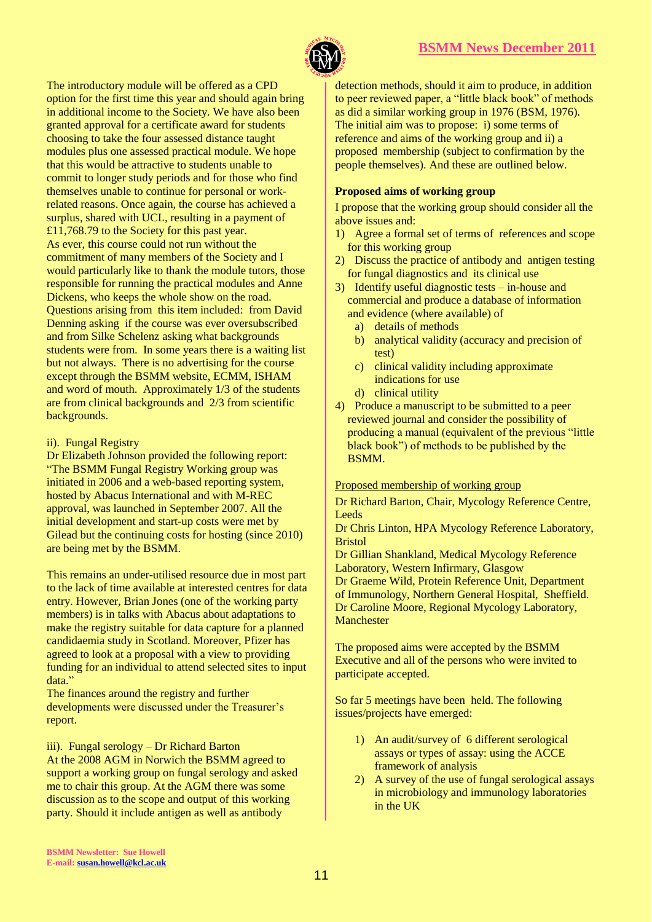The introductory module will be offered as a CPD option for the first time this year and should again bring in additional income to the Society. We have also been granted approval for a certificate award for students choosing to take the four assessed distance taught modules plus one assessed practical module. We hope that this would be attractive to students unable to commit to longer study periods and for those who find themselves unable to continue for personal or work-related reasons. Once again, the course has achieved a surplus, shared with UCL, resulting in a payment of £11,768.79 to the Society for this past year.
As ever, this course could not run without the commitment of many members of the Society and I would particularly like to thank the module tutors, those responsible for running the practical modules and Anne Dickens, who keeps the whole show on the road.
Questions arising from this item included: from David Denning asking if the course was ever oversubscribed and from Silke Schelenz asking what backgrounds students were from. In some years there is a waiting list but not always. There is no advertising for the course except through the BSMM website, ECMM, ISHAM and word of mouth. Approximately 1/3 of the students are from clinical backgrounds and 2/3 from scientific backgrounds.

ii). Fungal Registry

Dr Elizabeth Johnson provided the following report: "The BSMM Fungal Registry Working group was initiated in 2006 and a web-based reporting system, hosted by Abacus International and with M-REC approval, was launched in September 2007. All the initial development and start-up costs were met by Gilead but the continuing costs for hosting (since 2010) are being met by the BSMM.

This remains an under-utilised resource due in most part to the lack of time available at interested centres for data entry. However, Brian Jones (one of the working party members) is in talks with Abacus about adaptations to make the registry suitable for data capture for a planned candidaemia study in Scotland. Moreover, Pfizer has agreed to look at a proposal with a view to providing funding for an individual to attend selected sites to input data."

The finances around the registry and further developments were discussed under the Treasurer's report.

iii). Fungal serology – Dr Richard Barton

At the 2008 AGM in Norwich the BSMM agreed to support a working group on fungal serology and asked me to chair this group. At the AGM there was some discussion as to the scope and output of this working party. Should it include antigen as well as antibody detection methods, should it aim to produce, in addition to peer reviewed paper, a "little black book" of methods as did a similar working group in 1976 (BSM, 1976). The initial aim was to propose: i) some terms of reference and aims of the working group and ii) a proposed membership (subject to confirmation by the people themselves). And these are outlined below.

**Proposed aims of working group**

I propose that the working group should consider all the above issues and:

1) Agree a formal set of terms of references and scope for this working group
2) Discuss the practice of antibody and antigen testing for fungal diagnostics and its clinical use
3) Identify useful diagnostic tests – in-house and commercial and produce a database of information and evidence (where available) of
   a) details of methods
   b) analytical validity (accuracy and precision of test)
   c) clinical validity including approximate indications for use
   d) clinical utility
4) Produce a manuscript to be submitted to a peer reviewed journal and consider the possibility of producing a manual (equivalent of the previous "little black book") of methods to be published by the BSMM.

Proposed membership of working group

Dr Richard Barton, Chair, Mycology Reference Centre, Leeds
Dr Chris Linton, HPA Mycology Reference Laboratory, Bristol
Dr Gillian Shankland, Medical Mycology Reference Laboratory, Western Infirmary, Glasgow
Dr Graeme Wild, Protein Reference Unit, Department of Immunology, Northern General Hospital, Sheffield.
Dr Caroline Moore, Regional Mycology Laboratory, Manchester

The proposed aims were accepted by the BSMM Executive and all of the persons who were invited to participate accepted.

So far 5 meetings have been held. The following issues/projects have emerged:

1) An audit/survey of 6 different serological assays or types of assay: using the ACCE framework of analysis
2) A survey of the use of fungal serological assays in microbiology and immunology laboratories in the UK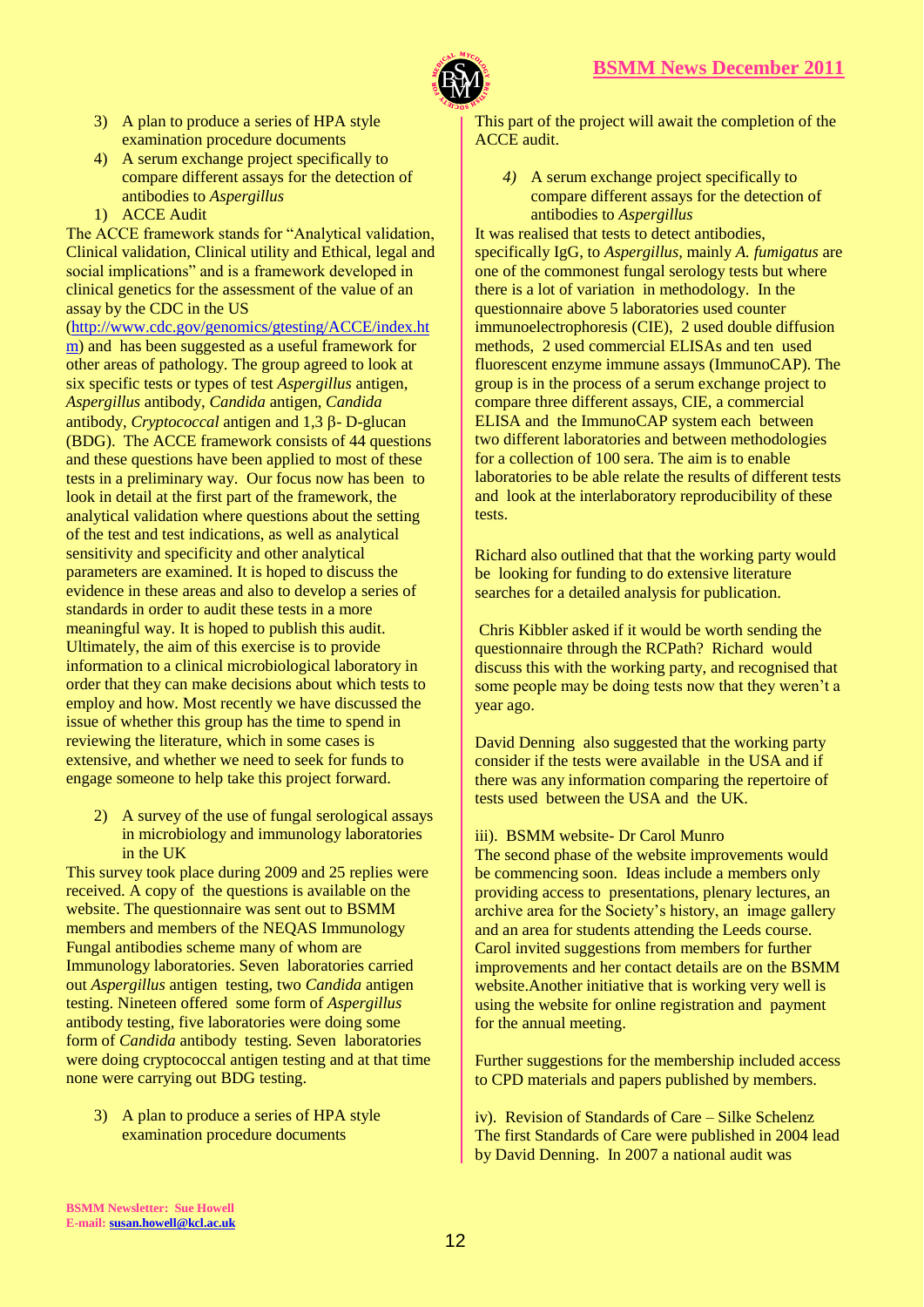3) A plan to produce a series of HPA style examination procedure documents
4) A serum exchange project specifically to compare different assays for the detection of antibodies to *Aspergillus*

1) ACCE Audit

The ACCE framework stands for "Analytical validation, Clinical validation, Clinical utility and Ethical, legal and social implications" and is a framework developed in clinical genetics for the assessment of the value of an assay by the CDC in the US (http://www.cdc.gov/genomics/gtesting/ACCE/index.htm) and has been suggested as a useful framework for other areas of pathology. The group agreed to look at six specific tests or types of test *Aspergillus* antigen, *Aspergillus* antibody, *Candida* antigen, *Candida* antibody, *Cryptococcal* antigen and 1,3 β- D-glucan (BDG). The ACCE framework consists of 44 questions and these questions have been applied to most of these tests in a preliminary way. Our focus now has been to look in detail at the first part of the framework, the analytical validation where questions about the setting of the test and test indications, as well as analytical sensitivity and specificity and other analytical parameters are examined. It is hoped to discuss the evidence in these areas and also to develop a series of standards in order to audit these tests in a more meaningful way. It is hoped to publish this audit. Ultimately, the aim of this exercise is to provide information to a clinical microbiological laboratory in order that they can make decisions about which tests to employ and how. Most recently we have discussed the issue of whether this group has the time to spend in reviewing the literature, which in some cases is extensive, and whether we need to seek for funds to engage someone to help take this project forward.

2) A survey of the use of fungal serological assays in microbiology and immunology laboratories in the UK

This survey took place during 2009 and 25 replies were received. A copy of the questions is available on the website. The questionnaire was sent out to BSMM members and members of the NEQAS Immunology Fungal antibodies scheme many of whom are Immunology laboratories. Seven laboratories carried out *Aspergillus* antigen testing, two *Candida* antigen testing. Nineteen offered some form of *Aspergillus* antibody testing, five laboratories were doing some form of *Candida* antibody testing. Seven laboratories were doing cryptococcal antigen testing and at that time none were carrying out BDG testing.

3) A plan to produce a series of HPA style examination procedure documents

This part of the project will await the completion of the ACCE audit.

*4)* A serum exchange project specifically to compare different assays for the detection of antibodies to *Aspergillus*

It was realised that tests to detect antibodies, specifically IgG, to *Aspergillus*, mainly *A. fumigatus* are one of the commonest fungal serology tests but where there is a lot of variation in methodology. In the questionnaire above 5 laboratories used counter immunoelectrophoresis (CIE), 2 used double diffusion methods, 2 used commercial ELISAs and ten used fluorescent enzyme immune assays (ImmunoCAP). The group is in the process of a serum exchange project to compare three different assays, CIE, a commercial ELISA and the ImmunoCAP system each between two different laboratories and between methodologies for a collection of 100 sera. The aim is to enable laboratories to be able relate the results of different tests and look at the interlaboratory reproducibility of these tests.

Richard also outlined that that the working party would be looking for funding to do extensive literature searches for a detailed analysis for publication.

Chris Kibbler asked if it would be worth sending the questionnaire through the RCPath? Richard would discuss this with the working party, and recognised that some people may be doing tests now that they weren't a year ago.

David Denning also suggested that the working party consider if the tests were available in the USA and if there was any information comparing the repertoire of tests used between the USA and the UK.

iii). BSMM website- Dr Carol Munro

The second phase of the website improvements would be commencing soon. Ideas include a members only providing access to presentations, plenary lectures, an archive area for the Society's history, an image gallery and an area for students attending the Leeds course. Carol invited suggestions from members for further improvements and her contact details are on the BSMM website.Another initiative that is working very well is using the website for online registration and payment for the annual meeting.

Further suggestions for the membership included access to CPD materials and papers published by members.

iv). Revision of Standards of Care – Silke Schelenz

The first Standards of Care were published in 2004 lead by David Denning. In 2007 a national audit was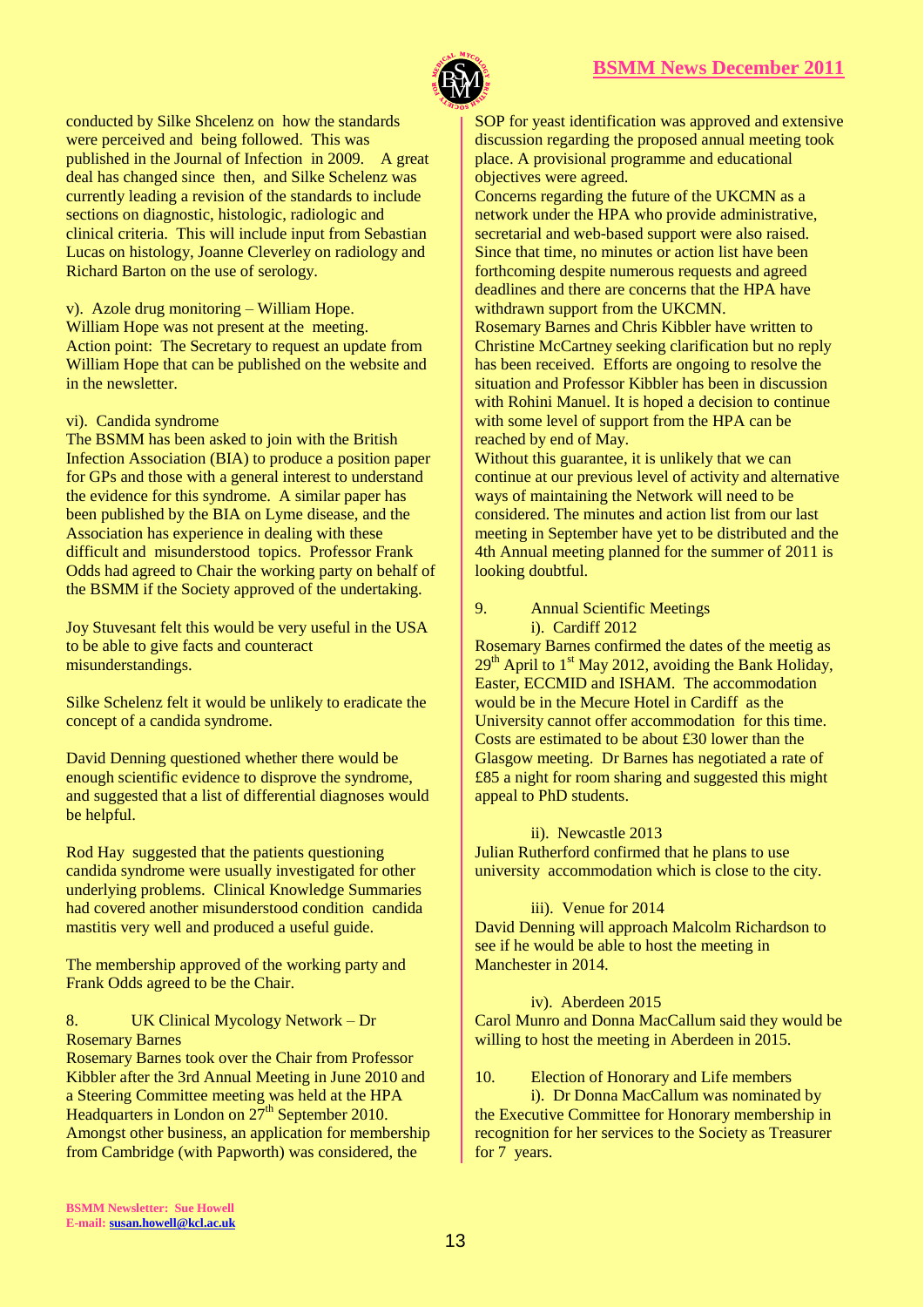conducted by Silke Shcelenz on how the standards were perceived and being followed. This was published in the Journal of Infection in 2009. A great deal has changed since then, and Silke Schelenz was currently leading a revision of the standards to include sections on diagnostic, histologic, radiologic and clinical criteria. This will include input from Sebastian Lucas on histology, Joanne Cleverley on radiology and Richard Barton on the use of serology.

v). Azole drug monitoring – William Hope.
William Hope was not present at the meeting.
Action point: The Secretary to request an update from William Hope that can be published on the website and in the newsletter.

vi). Candida syndrome
The BSMM has been asked to join with the British Infection Association (BIA) to produce a position paper for GPs and those with a general interest to understand the evidence for this syndrome. A similar paper has been published by the BIA on Lyme disease, and the Association has experience in dealing with these difficult and misunderstood topics. Professor Frank Odds had agreed to Chair the working party on behalf of the BSMM if the Society approved of the undertaking.

Joy Stuvesant felt this would be very useful in the USA to be able to give facts and counteract misunderstandings.

Silke Schelenz felt it would be unlikely to eradicate the concept of a candida syndrome.

David Denning questioned whether there would be enough scientific evidence to disprove the syndrome, and suggested that a list of differential diagnoses would be helpful.

Rod Hay suggested that the patients questioning candida syndrome were usually investigated for other underlying problems. Clinical Knowledge Summaries had covered another misunderstood condition candida mastitis very well and produced a useful guide.

The membership approved of the working party and Frank Odds agreed to be the Chair.

8. UK Clinical Mycology Network – Dr Rosemary Barnes

Rosemary Barnes took over the Chair from Professor Kibbler after the 3rd Annual Meeting in June 2010 and a Steering Committee meeting was held at the HPA Headquarters in London on 27th September 2010. Amongst other business, an application for membership from Cambridge (with Papworth) was considered, the SOP for yeast identification was approved and extensive discussion regarding the proposed annual meeting took place. A provisional programme and educational objectives were agreed.

Concerns regarding the future of the UKCMN as a network under the HPA who provide administrative, secretarial and web-based support were also raised. Since that time, no minutes or action list have been forthcoming despite numerous requests and agreed deadlines and there are concerns that the HPA have withdrawn support from the UKCMN.

Rosemary Barnes and Chris Kibbler have written to Christine McCartney seeking clarification but no reply has been received. Efforts are ongoing to resolve the situation and Professor Kibbler has been in discussion with Rohini Manuel. It is hoped a decision to continue with some level of support from the HPA can be reached by end of May.

Without this guarantee, it is unlikely that we can continue at our previous level of activity and alternative ways of maintaining the Network will need to be considered. The minutes and action list from our last meeting in September have yet to be distributed and the 4th Annual meeting planned for the summer of 2011 is looking doubtful.

9. Annual Scientific Meetings

i). Cardiff 2012

Rosemary Barnes confirmed the dates of the meetig as 29th April to 1st May 2012, avoiding the Bank Holiday, Easter, ECCMID and ISHAM. The accommodation would be in the Mecure Hotel in Cardiff as the University cannot offer accommodation for this time. Costs are estimated to be about £30 lower than the Glasgow meeting. Dr Barnes has negotiated a rate of £85 a night for room sharing and suggested this might appeal to PhD students.

ii). Newcastle 2013

Julian Rutherford confirmed that he plans to use university accommodation which is close to the city.

iii). Venue for 2014

David Denning will approach Malcolm Richardson to see if he would be able to host the meeting in Manchester in 2014.

iv). Aberdeen 2015

Carol Munro and Donna MacCallum said they would be willing to host the meeting in Aberdeen in 2015.

10. Election of Honorary and Life members

i). Dr Donna MacCallum was nominated by the Executive Committee for Honorary membership in recognition for her services to the Society as Treasurer for 7 years.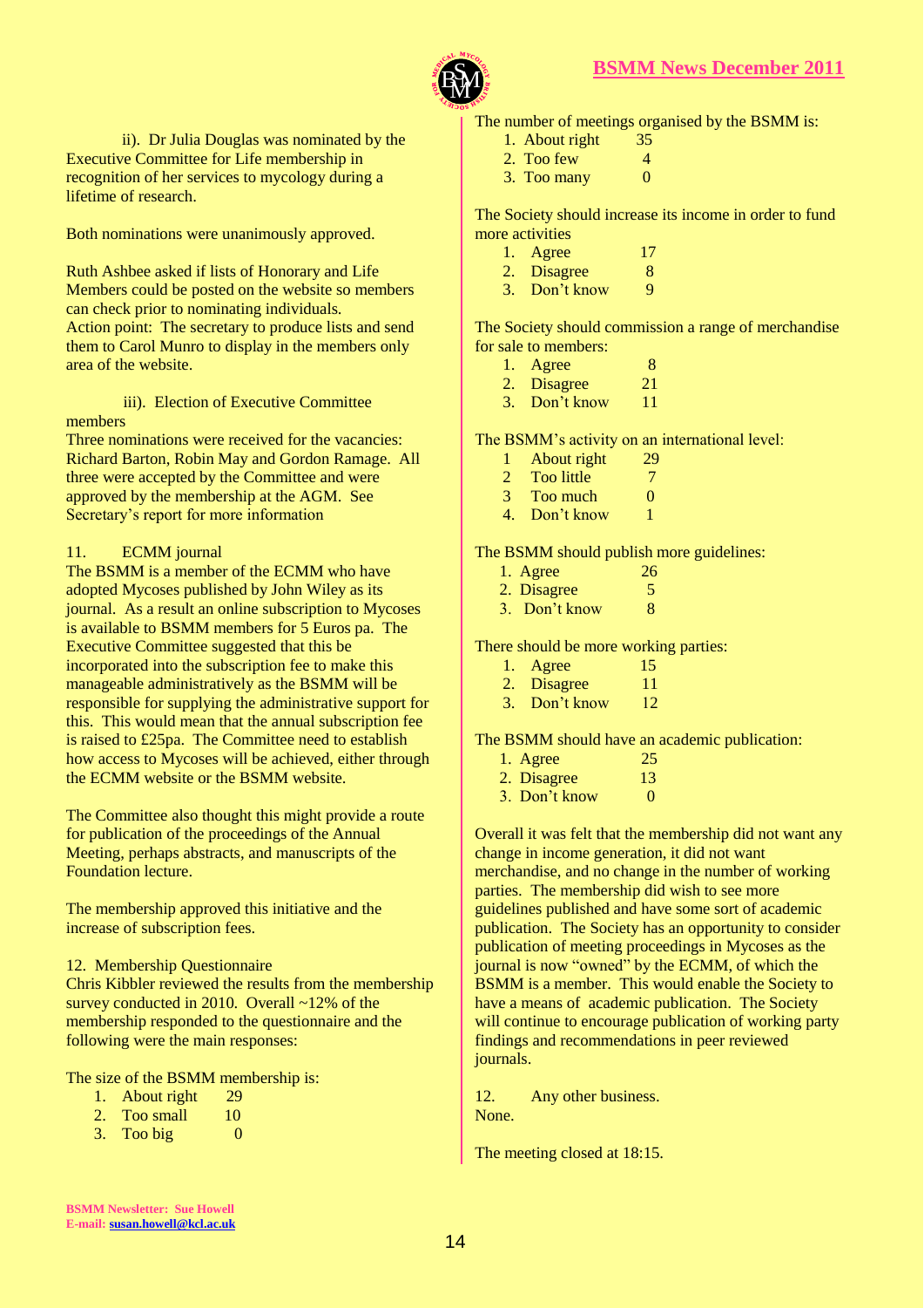ii). Dr Julia Douglas was nominated by the Executive Committee for Life membership in recognition of her services to mycology during a lifetime of research.

Both nominations were unanimously approved.

Ruth Ashbee asked if lists of Honorary and Life Members could be posted on the website so members can check prior to nominating individuals.
Action point: The secretary to produce lists and send them to Carol Munro to display in the members only area of the website.

iii). Election of Executive Committee members

Three nominations were received for the vacancies: Richard Barton, Robin May and Gordon Ramage. All three were accepted by the Committee and were approved by the membership at the AGM. See Secretary's report for more information

11. ECMM journal

The BSMM is a member of the ECMM who have adopted Mycoses published by John Wiley as its journal. As a result an online subscription to Mycoses is available to BSMM members for 5 Euros pa. The Executive Committee suggested that this be incorporated into the subscription fee to make this manageable administratively as the BSMM will be responsible for supplying the administrative support for this. This would mean that the annual subscription fee is raised to £25pa. The Committee need to establish how access to Mycoses will be achieved, either through the ECMM website or the BSMM website.

The Committee also thought this might provide a route for publication of the proceedings of the Annual Meeting, perhaps abstracts, and manuscripts of the Foundation lecture.

The membership approved this initiative and the increase of subscription fees.

12. Membership Questionnaire

Chris Kibbler reviewed the results from the membership survey conducted in 2010. Overall ~12% of the membership responded to the questionnaire and the following were the main responses:

The size of the BSMM membership is:

1. About right 29
2. Too small 10
3. Too big 0

The number of meetings organised by the BSMM is:

1. About right 35
2. Too few 4
3. Too many 0

The Society should increase its income in order to fund more activities

1. Agree 17
2. Disagree 8
3. Don't know 9

The Society should commission a range of merchandise for sale to members:

1. Agree 8
2. Disagree 21
3. Don't know 11

The BSMM's activity on an international level:

1 About right 29
2 Too little 7
3 Too much 0
4. Don't know 1

The BSMM should publish more guidelines:

1. Agree 26
2. Disagree 5
3. Don't know 8

There should be more working parties:

1. Agree 15
2. Disagree 11
3. Don't know 12

The BSMM should have an academic publication:

1. Agree 25
2. Disagree 13
3. Don't know 0

Overall it was felt that the membership did not want any change in income generation, it did not want merchandise, and no change in the number of working parties. The membership did wish to see more guidelines published and have some sort of academic publication. The Society has an opportunity to consider publication of meeting proceedings in Mycoses as the journal is now "owned" by the ECMM, of which the BSMM is a member. This would enable the Society to have a means of academic publication. The Society will continue to encourage publication of working party findings and recommendations in peer reviewed journals.

12. Any other business.
None.

The meeting closed at 18:15.